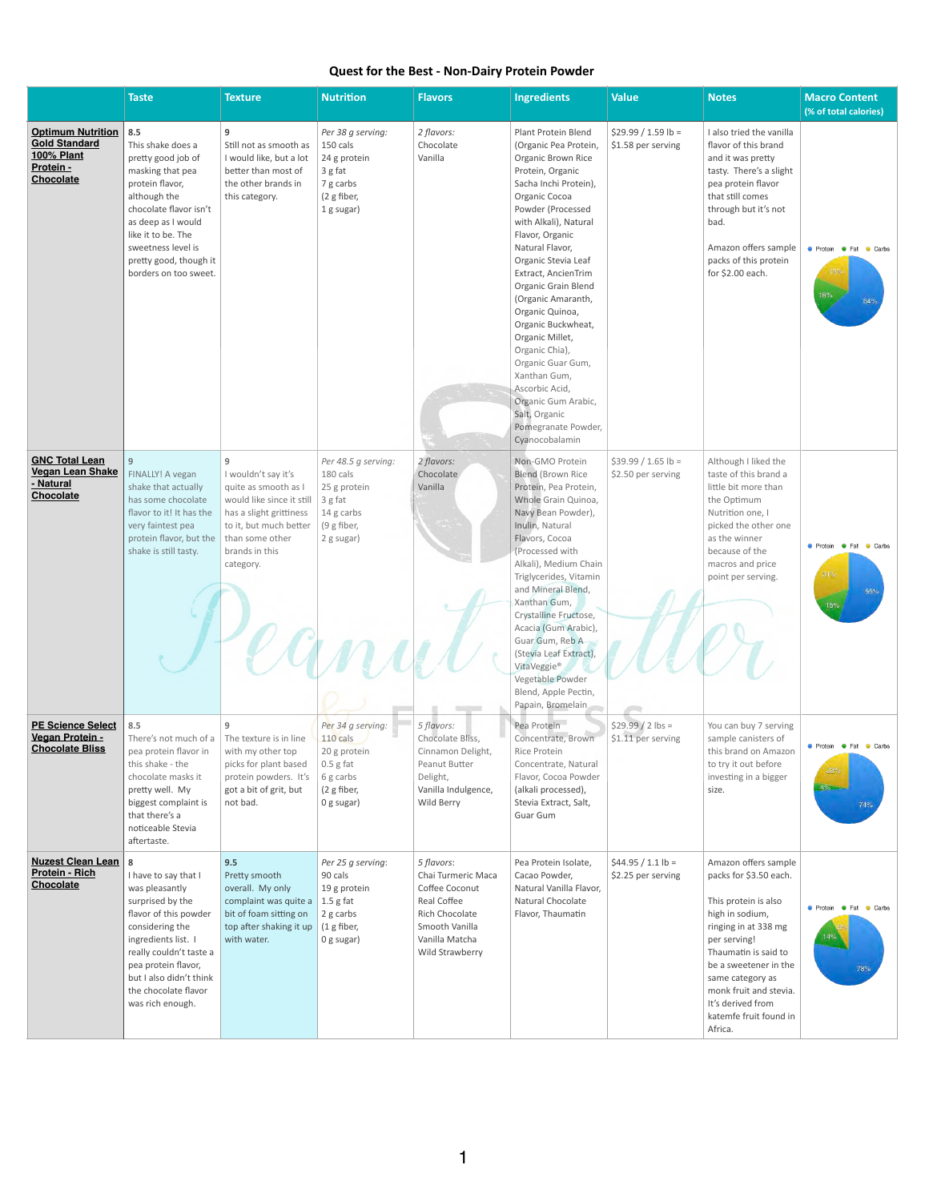# Quest for the Best - Non-Dairy Protein Powder

| | Taste | Texture | Nutrition | Flavors | Ingredients | Value | Notes | Macro Content (% of total calories) |
|---|---|---|---|---|---|---|---|---|
| **Optimum Nutrition Gold Standard 100% Plant Protein - Chocolate** | 8.5<br>This shake does a pretty good job of masking that pea protein flavor, although the chocolate flavor isn't as deep as I would like it to be. The sweetness level is pretty good, though it borders on too sweet. | 9<br>Still not as smooth as I would like, but a lot better than most of the other brands in this category. | *Per 38 g serving:*<br>150 cals<br>24 g protein<br>3 g fat<br>7 g carbs<br>(2 g fiber,<br>1 g sugar) | *2 flavors:*<br>Chocolate<br>Vanilla | Plant Protein Blend (Organic Pea Protein, Organic Brown Rice Protein, Organic Sacha Inchi Protein), Organic Cocoa Powder (Processed with Alkali), Natural Flavor, Organic Natural Flavor, Organic Stevia Leaf Extract, AncienTrim Organic Grain Blend (Organic Amaranth, Organic Quinoa, Organic Buckwheat, Organic Millet, Organic Chia), Organic Guar Gum, Xanthan Gum, Ascorbic Acid, Organic Gum Arabic, Salt, Organic Pomegranate Powder, Cyanocobalamin | $29.99 / 1.59 lb = $1.58 per serving | I also tried the vanilla flavor of this brand and it was pretty tasty. There's a slight pea protein flavor that still comes through but it's not bad.<br><br>Amazon offers sample packs of this protein for $2.00 each. | Protein 64%, Fat 18%, Carbs 18% |
| **GNC Total Lean Vegan Lean Shake - Natural Chocolate** | 9<br>FINALLY! A vegan shake that actually has some chocolate flavor to it! It has the very faintest pea protein flavor, but the shake is still tasty. | 9<br>I wouldn't say it's quite as smooth as I would like since it still has a slight grittiness to it, but much better than some other brands in this category. | *Per 48.5 g serving:*<br>180 cals<br>25 g protein<br>3 g fat<br>14 g carbs<br>(9 g fiber,<br>2 g sugar) | *2 flavors:*<br>Chocolate<br>Vanilla | Non-GMO Protein Blend (Brown Rice Protein, Pea Protein, Whole Grain Quinoa, Navy Bean Powder), Inulin, Natural Flavors, Cocoa (Processed with Alkali), Medium Chain Triglycerides, Vitamin and Mineral Blend, Xanthan Gum, Crystalline Fructose, Acacia (Gum Arabic), Guar Gum, Reb A (Stevia Leaf Extract), VitaVeggie® Vegetable Powder Blend, Apple Pectin, Papain, Bromelain | $39.99 / 1.65 lb = $2.50 per serving | Although I liked the taste of this brand a little bit more than the Optimum Nutrition one, I picked the other one as the winner because of the macros and price point per serving. | Protein 55%, Fat 15%, Carbs 31% |
| **PE Science Select Vegan Protein - Chocolate Bliss** | 8.5<br>There's not much of a pea protein flavor in this shake - the chocolate masks it pretty well. My biggest complaint is that there's a noticeable Stevia aftertaste. | 9<br>The texture is in line with my other top picks for plant based protein powders. It's got a bit of grit, but not bad. | *Per 34 g serving:*<br>110 cals<br>20 g protein<br>0.5 g fat<br>6 g carbs<br>(2 g fiber,<br>0 g sugar) | *5 flavors:*<br>Chocolate Bliss, Cinnamon Delight, Peanut Butter Delight, Vanilla Indulgence, Wild Berry | Pea Protein Concentrate, Brown Rice Protein Concentrate, Natural Flavor, Cocoa Powder (alkali processed), Stevia Extract, Salt, Guar Gum | $29.99 / 2 lbs = $1.11 per serving | You can buy 7 serving sample canisters of this brand on Amazon to try it out before investing in a bigger size. | Protein 74%, Fat 4%, Carbs 22% |
| **Nuzest Clean Lean Protein - Rich Chocolate** | 8<br>I have to say that I was pleasantly surprised by the flavor of this powder considering the ingredients list. I really couldn't taste a pea protein flavor, but I also didn't think the chocolate flavor was rich enough. | 9.5<br>Pretty smooth overall. My only complaint was quite a bit of foam sitting on top after shaking it up with water. | *Per 25 g serving:*<br>90 cals<br>19 g protein<br>1.5 g fat<br>2 g carbs<br>(1 g fiber,<br>0 g sugar) | *5 flavors:*<br>Chai Turmeric Maca<br>Coffee Coconut<br>Real Coffee<br>Rich Chocolate<br>Smooth Vanilla<br>Vanilla Matcha<br>Wild Strawberry | Pea Protein Isolate, Cacao Powder, Natural Vanilla Flavor, Natural Chocolate Flavor, Thaumatin | $44.95 / 1.1 lb = $2.25 per serving | Amazon offers sample packs for $3.50 each.<br><br>This protein is also high in sodium, ringing in at 338 mg per serving! Thaumatin is said to be a sweetener in the same category as monk fruit and stevia. It's derived from katemfe fruit found in Africa. | Protein 78%, Fat 14%, Carbs 9% |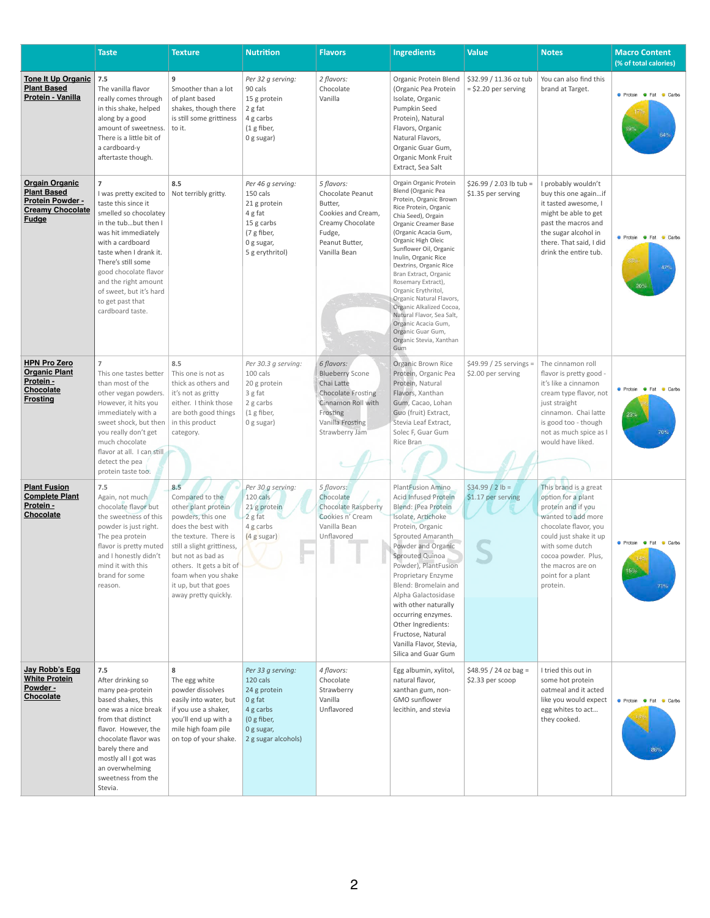| | Taste | Texture | Nutrition | Flavors | Ingredients | Value | Notes | Macro Content (% of total calories) |
|---|---|---|---|---|---|---|---|---|
| **Tone It Up Organic Plant Based Protein - Vanilla** | 7.5 The vanilla flavor really comes through in this shake, helped along by a good amount of sweetness. There is a little bit of a cardboard-y aftertaste though. | 9 Smoother than a lot of plant based shakes, though there is still some grittiness to it. | *Per 32 g serving:* 90 cals 15 g protein 2 g fat 4 g carbs (1 g fiber, 0 g sugar) | *2 flavors:* Chocolate Vanilla | Organic Protein Blend (Organic Pea Protein Isolate, Organic Pumpkin Seed Protein), Natural Flavors, Organic Natural Flavors, Organic Guar Gum, Organic Monk Fruit Extract, Sea Salt | $32.99 / 11.36 oz tub = $2.20 per serving | You can also find this brand at Target. | Protein 64%, Fat 19%, Carbs 17% |
| **Orgain Organic Plant Based Protein Powder - Creamy Chocolate Fudge** | 7 I was pretty excited to taste this since it smelled so chocolatey in the tub…but then I was hit immediately with a cardboard taste when I drank it. There's still some good chocolate flavor and the right amount of sweet, but it's hard to get past that cardboard taste. | 8.5 Not terribly gritty. | *Per 46 g serving:* 150 cals 21 g protein 4 g fat 15 g carbs (7 g fiber, 0 g sugar, 5 g erythritol) | *5 flavors:* Chocolate Peanut Butter, Cookies and Cream, Creamy Chocolate Fudge, Peanut Butter, Vanilla Bean | Orgain Organic Protein Blend (Organic Pea Protein, Organic Brown Rice Protein, Organic Chia Seed), Orgain Organic Creamer Base (Organic Acacia Gum, Organic High Oleic Sunflower Oil, Organic Inulin, Organic Rice Dextrins, Organic Rice Bran Extract, Organic Rosemary Extract), Organic Erythritol, Organic Natural Flavors, Organic Alkalized Cocoa, Natural Flavor, Sea Salt, Organic Acacia Gum, Organic Guar Gum, Organic Stevia, Xanthan Gum | $26.99 / 2.03 lb tub = $1.35 per serving | I probably wouldn't buy this one again…if it tasted awesome, I might be able to get past the macros and the sugar alcohol in there. That said, I did drink the entire tub. | Protein 47%, Fat 20%, Carbs 33% |
| **HPN Pro Zero Organic Plant Protein - Chocolate Frosting** | 7 This one tastes better than most of the other vegan powders. However, it hits you immediately with a sweet shock, but then you really don't get much chocolate flavor at all. I can still detect the pea protein taste too. | 8.5 This one is not as thick as others and it's not as gritty either. I think those are both good things in this product category. | *Per 30.3 g serving:* 100 cals 20 g protein 3 g fat 2 g carbs (1 g fiber, 0 g sugar) | *6 flavors:* Blueberry Scone Chai Latte Chocolate Frosting Cinnamon Roll with Frosting Vanilla Frosting Strawberry Jam | Organic Brown Rice Protein, Organic Pea Protein, Natural Flavors, Xanthan Gum, Cacao, Lohan Guo (fruit) Extract, Stevia Leaf Extract, Solec F, Guar Gum Rice Bran | $49.99 / 25 servings = $2.00 per serving | The cinnamon roll flavor is pretty good - it's like a cinnamon cream type flavor, not just straight cinnamon. Chai latte is good too - though not as much spice as I would have liked. | Protein 70%, Fat 23%, Carbs 7% |
| **Plant Fusion Complete Plant Protein - Chocolate** | 7.5 Again, not much chocolate flavor but the sweetness of this powder is just right. The pea protein flavor is pretty muted and I honestly didn't mind it with this brand for some reason. | 8.5 Compared to the other plant protein powders, this one does the best with the texture. There is still a slight grittiness, but not as bad as others. It gets a bit of foam when you shake it up, but that goes away pretty quickly. | *Per 30 g serving:* 120 cals 21 g protein 2 g fat 4 g carbs (4 g sugar) | *5 flavors:* Chocolate Chocolate Raspberry Cookies n' Cream Vanilla Bean Unflavored | PlantFusion Amino Acid Infused Protein Blend: (Pea Protein Isolate, Artichoke Protein, Organic Sprouted Amaranth Powder and Organic Sprouted Quinoa Powder), PlantFusion Proprietary Enzyme Blend: Bromelain and Alpha Galactosidase with other naturally occurring enzymes. Other Ingredients: Fructose, Natural Vanilla Flavor, Stevia, Silica and Guar Gum | $34.99 / 2 lb = $1.17 per serving | This brand is a great option for a plant protein and if you wanted to add more chocolate flavor, you could just shake it up with some dutch cocoa powder. Plus, the macros are on point for a plant protein. | Protein 71%, Fat 15%, Carbs 14% |
| **Jay Robb's Egg White Protein Powder - Chocolate** | 7.5 After drinking so many pea-protein based shakes, this one was a nice break from that distinct flavor. However, the chocolate flavor was barely there and mostly all I got was an overwhelming sweetness from the Stevia. | 8 The egg white powder dissolves easily into water, but if you use a shaker, you'll end up with a mile high foam pile on top of your shake. | *Per 33 g serving:* 120 cals 24 g protein 0 g fat 4 g carbs (0 g fiber, 0 g sugar, 2 g sugar alcohols) | *4 flavors:* Chocolate Strawberry Vanilla Unflavored | Egg albumin, xylitol, natural flavor, xanthan gum, non-GMO sunflower lecithin, and stevia | $48.95 / 24 oz bag = $2.33 per scoop | I tried this out in some hot protein oatmeal and it acted like you would expect egg whites to act…they cooked. | Protein 86%, Fat 0%, Carbs 14% |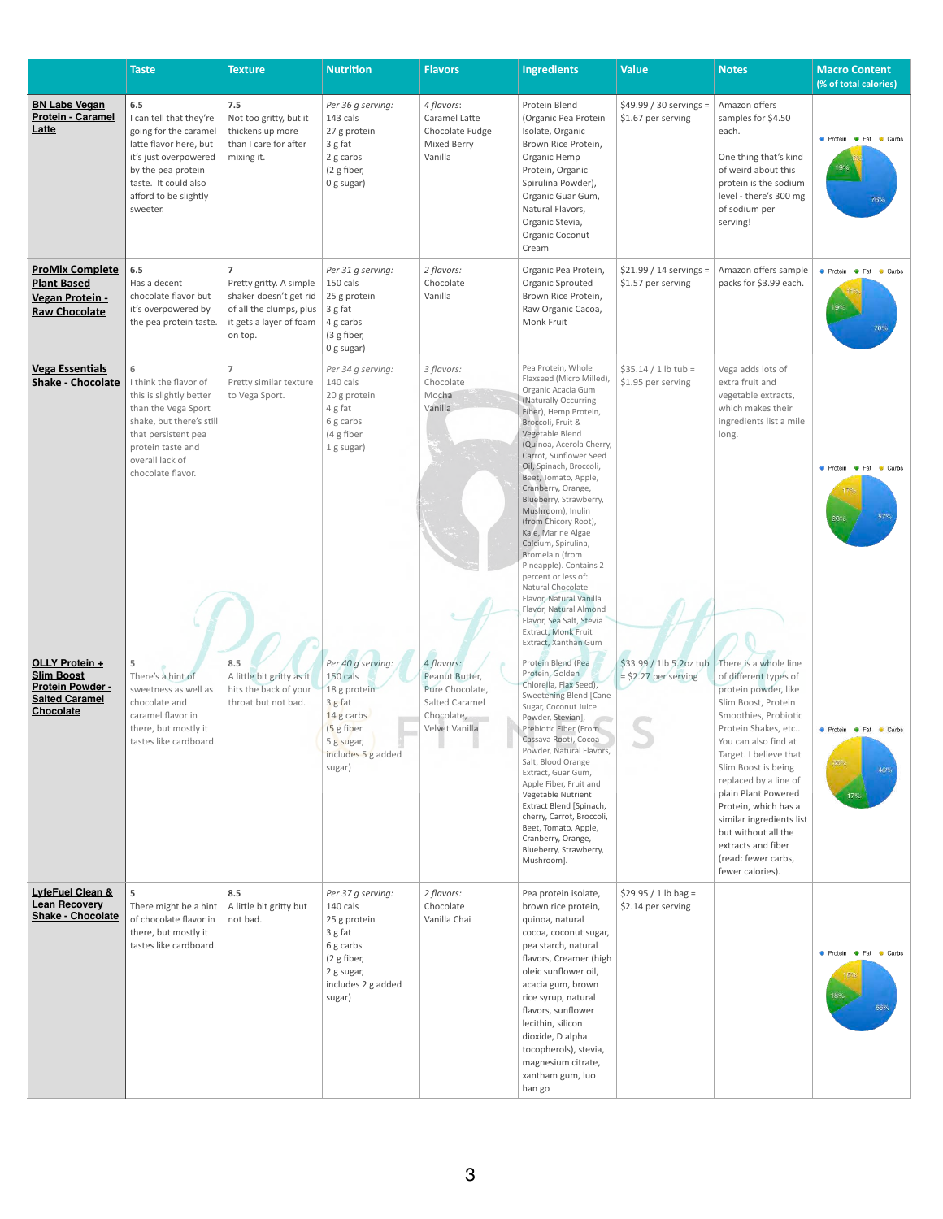| | Taste | Texture | Nutrition | Flavors | Ingredients | Value | Notes | Macro Content (% of total calories) |
|---|---|---|---|---|---|---|---|---|
| **BN Labs Vegan Protein - Caramel Latte** | 6.5<br>I can tell that they're going for the caramel latte flavor here, but it's just overpowered by the pea protein taste. It could also afford to be slightly sweeter. | 7.5<br>Not too gritty, but it thickens up more than I care for after mixing it. | *Per 36 g serving:*<br>143 cals<br>27 g protein<br>3 g fat<br>2 g carbs<br>(2 g fiber,<br>0 g sugar) | *4 flavors:*<br>Caramel Latte<br>Chocolate Fudge<br>Mixed Berry<br>Vanilla | Protein Blend (Organic Pea Protein Isolate, Organic Brown Rice Protein, Organic Hemp Protein, Organic Spirulina Powder), Organic Guar Gum, Natural Flavors, Organic Stevia, Organic Coconut Cream | $49.99 / 30 servings = $1.67 per serving | Amazon offers samples for $4.50 each.<br><br>One thing that's kind of weird about this protein is the sodium level - there's 300 mg of sodium per serving! | Protein 76%, Fat 19% |
| **ProMix Complete Plant Based Vegan Protein - Raw Chocolate** | 6.5<br>Has a decent chocolate flavor but it's overpowered by the pea protein taste. | 7<br>Pretty gritty. A simple shaker doesn't get rid of all the clumps, plus it gets a layer of foam on top. | *Per 31 g serving:*<br>150 cals<br>25 g protein<br>3 g fat<br>4 g carbs<br>(3 g fiber,<br>0 g sugar) | *2 flavors:*<br>Chocolate<br>Vanilla | Organic Pea Protein, Organic Sprouted Brown Rice Protein, Raw Organic Cacoa, Monk Fruit | $21.99 / 14 servings = $1.57 per serving | Amazon offers sample packs for $3.99 each. | Protein 70%, Fat 19%, Carbs 11% |
| **Vega Essentials Shake - Chocolate** | 6<br>I think the flavor of this is slightly better than the Vega Sport shake, but there's still that persistent pea protein taste and overall lack of chocolate flavor. | 7<br>Pretty similar texture to Vega Sport. | *Per 34 g serving:*<br>140 cals<br>20 g protein<br>4 g fat<br>6 g carbs<br>(4 g fiber<br>1 g sugar) | *3 flavors:*<br>Chocolate<br>Mocha<br>Vanilla | Pea Protein, Whole Flaxseed (Micro Milled), Organic Acacia Gum (Naturally Occurring Fiber), Hemp Protein, Broccoli, Fruit & Vegetable Blend (Quinoa, Acerola Cherry, Carrot, Sunflower Seed Oil, Spinach, Broccoli, Beet, Tomato, Apple, Cranberry, Orange, Blueberry, Strawberry, Mushroom), Inulin (from Chicory Root), Kale, Marine Algae Calcium, Spirulina, Bromelain (from Pineapple). Contains 2 percent or less of: Natural Chocolate Flavor, Natural Vanilla Flavor, Natural Almond Flavor, Sea Salt, Stevia Extract, Monk Fruit Extract, Xanthan Gum | $35.14 / 1 lb tub = $1.95 per serving | Vega adds lots of extra fruit and vegetable extracts, which makes their ingredients list a mile long. | Protein 57%, Fat 26%, Carbs 17% |
| **OLLY Protein + Slim Boost Protein Powder - Salted Caramel Chocolate** | 5<br>There's a hint of sweetness as well as chocolate and caramel flavor in there, but mostly it tastes like cardboard. | 8.5<br>A little bit gritty as it hits the back of your throat but not bad. | *Per 40 g serving:*<br>150 cals<br>18 g protein<br>3 g fat<br>14 g carbs<br>(5 g fiber<br>5 g sugar,<br>includes 5 g added sugar) | *4 flavors:*<br>Peanut Butter,<br>Pure Chocolate,<br>Salted Caramel<br>Chocolate,<br>Velvet Vanilla | Protein Blend (Pea Protein, Golden Chlorella, Flax Seed), Sweetening Blend [Cane Sugar, Coconut Juice Powder, Stevia], Prebiotic Fiber (From Cassava Root), Cocoa Powder, Natural Flavors, Salt, Blood Orange Extract, Guar Gum, Apple Fiber, Fruit and Vegetable Nutrient Extract Blend [Spinach, cherry, Carrot, Broccoli, Beet, Tomato, Apple, Cranberry, Orange, Blueberry, Strawberry, Mushroom]. | $33.99 / 1lb 5.2oz tub = $2.27 per serving | There is a whole line of different types of protein powder, like Slim Boost, Protein Smoothies, Probiotic Protein Shakes, etc.. You can also find at Target. I believe that Slim Boost is being replaced by a line of plain Plant Powered Protein, which has a similar ingredients list but without all the extracts and fiber (read: fewer carbs, fewer calories). | Protein 46%, Fat 17%, Carbs 36% |
| **LyfeFuel Clean & Lean Recovery Shake - Chocolate** | 5<br>There might be a hint of chocolate flavor in there, but mostly it tastes like cardboard. | 8.5<br>A little bit gritty but not bad. | *Per 37 g serving:*<br>140 cals<br>25 g protein<br>3 g fat<br>6 g carbs<br>(2 g fiber,<br>2 g sugar,<br>includes 2 g added sugar) | *2 flavors:*<br>Chocolate<br>Vanilla Chai | Pea protein isolate, brown rice protein, quinoa, natural cocoa, coconut sugar, pea starch, natural flavors, Creamer (high oleic sunflower oil, acacia gum, brown rice syrup, natural flavors, sunflower lecithin, silicon dioxide, D alpha tocopherols), stevia, magnesium citrate, xantham gum, luo han go | $29.95 / 1 lb bag = $2.14 per serving | | Protein 66%, Fat 18%, Carbs 16% |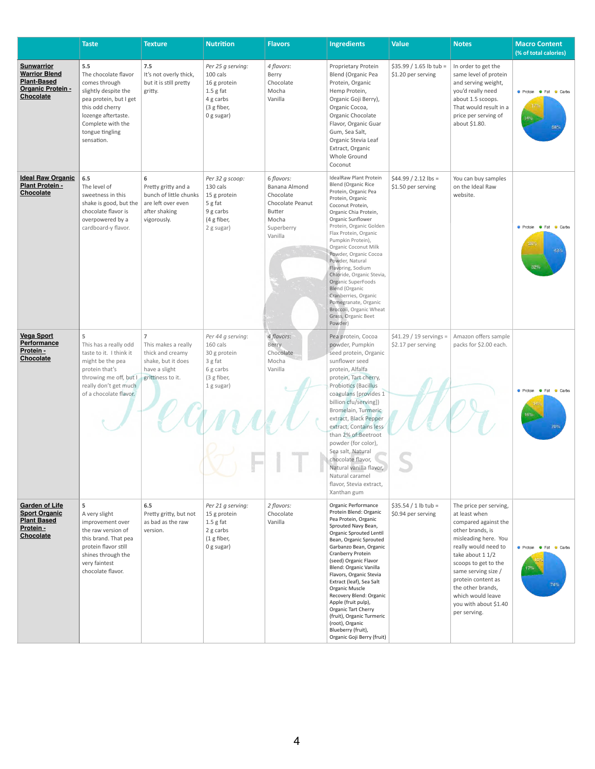| | Taste | Texture | Nutrition | Flavors | Ingredients | Value | Notes | Macro Content (% of total calories) |
|---|---|---|---|---|---|---|---|---|
| **Sunwarrior Warrior Blend Plant-Based Organic Protein - Chocolate** | 5.5<br>The chocolate flavor comes through slightly despite the pea protein, but I get this odd cherry lozenge aftertaste. Complete with the tongue tingling sensation. | 7.5<br>It's not overly thick, but it is still pretty gritty. | *Per 25 g serving:*<br>100 cals<br>16 g protein<br>1.5 g fat<br>4 g carbs<br>(3 g fiber,<br>0 g sugar) | *4 flavors:*<br>Berry<br>Chocolate<br>Mocha<br>Vanilla | Proprietary Protein Blend (Organic Pea Protein, Organic Hemp Protein, Organic Goji Berry), Organic Cocoa, Organic Chocolate Flavor, Organic Guar Gum, Sea Salt, Organic Stevia Leaf Extract, Organic Whole Ground Coconut | $35.99 / 1.65 lb tub = $1.20 per serving | In order to get the same level of protein and serving weight, you'd really need about 1.5 scoops. That would result in a price per serving of about $1.80. | Protein 68%, Fat 14%, Carbs 17% |
| **Ideal Raw Organic Plant Protein - Chocolate** | 6.5<br>The level of sweetness in this shake is good, but the chocolate flavor is overpowered by a cardboard-y flavor. | 6<br>Pretty gritty and a bunch of little chunks are left over even after shaking vigorously. | *Per 32 g scoop:*<br>130 cals<br>15 g protein<br>5 g fat<br>9 g carbs<br>(4 g fiber,<br>2 g sugar) | *6 flavors:*<br>Banana Almond<br>Chocolate<br>Chocolate Peanut Butter<br>Mocha<br>Superberry<br>Vanilla | IdealRaw Plant Protein Blend (Organic Rice Protein, Organic Pea Protein, Organic Coconut Protein, Organic Chia Protein, Organic Sunflower Protein, Organic Golden Flax Protein, Organic Pumpkin Protein), Organic Coconut Milk Powder, Organic Cocoa Powder, Natural Flavoring, Sodium Chloride, Organic Stevia, Organic SuperFoods Blend (Organic Cranberries, Organic Pomegranate, Organic Broccoli, Organic Wheat Grass, Organic Beet Powder) | $44.99 / 2.12 lbs = $1.50 per serving | You can buy samples on the Ideal Raw website. | Protein 43%, Fat 32%, Carbs 26% |
| **Vega Sport Performance Protein - Chocolate** | 5<br>This has a really odd taste to it. I think it might be the pea protein that's throwing me off, but I really don't get much of a chocolate flavor. | 7<br>This makes a really thick and creamy shake, but it does have a slight grittiness to it. | *Per 44 g serving:*<br>160 cals<br>30 g protein<br>3 g fat<br>6 g carbs<br>(3 g fiber,<br>1 g sugar) | *4 flavors:*<br>Berry<br>Chocolate<br>Mocha<br>Vanilla | Pea protein, Cocoa powder, Pumpkin seed protein, Organic sunflower seed protein, Alfalfa protein, Tart cherry, Probiotics (Bacillus coagulans [provides 1 billion cfu/serving]) Bromelain, Turmeric extract, Black Pepper extract, Contains less than 2% of:Beetroot powder (for color), Sea salt, Natural chocolate flavor, Natural vanilla flavor, Natural caramel flavor, Stevia extract, Xanthan gum | $41.29 / 19 servings = $2.17 per serving | Amazon offers sample packs for $2.00 each. | Protein 70%, Fat 16%, Carbs 14% |
| **Garden of Life Sport Organic Plant Based Protein - Chocolate** | 5<br>A very slight improvement over the raw version of this brand. That pea protein flavor still shines through the very faintest chocolate flavor. | 6.5<br>Pretty gritty, but not as bad as the raw version. | *Per 21 g serving:*<br>15 g protein<br>1.5 g fat<br>2 g carbs<br>(1 g fiber,<br>0 g sugar) | *2 flavors:*<br>Chocolate<br>Vanilla | Organic Performance Protein Blend: Organic Pea Protein, Organic Sprouted Navy Bean, Organic Sprouted Lentil Bean, Organic Sprouted Garbanzo Bean, Organic Cranberry Protein (seed) Organic Flavor Blend: Organic Vanilla Flavors, Organic Stevia Extract (leaf), Sea Salt Organic Muscle Recovery Blend: Organic Apple (fruit pulp), Organic Tart Cherry (fruit), Organic Turmeric (root), Organic Blueberry (fruit), Organic Goji Berry (fruit) | $35.54 / 1 lb tub = $0.94 per serving | The price per serving, at least when compared against the other brands, is misleading here. You really would need to take about 1 1/2 scoops to get to the same serving size / protein content as the other brands, which would leave you with about $1.40 per serving. | Protein 74%, Fat 17%, Carbs 10% |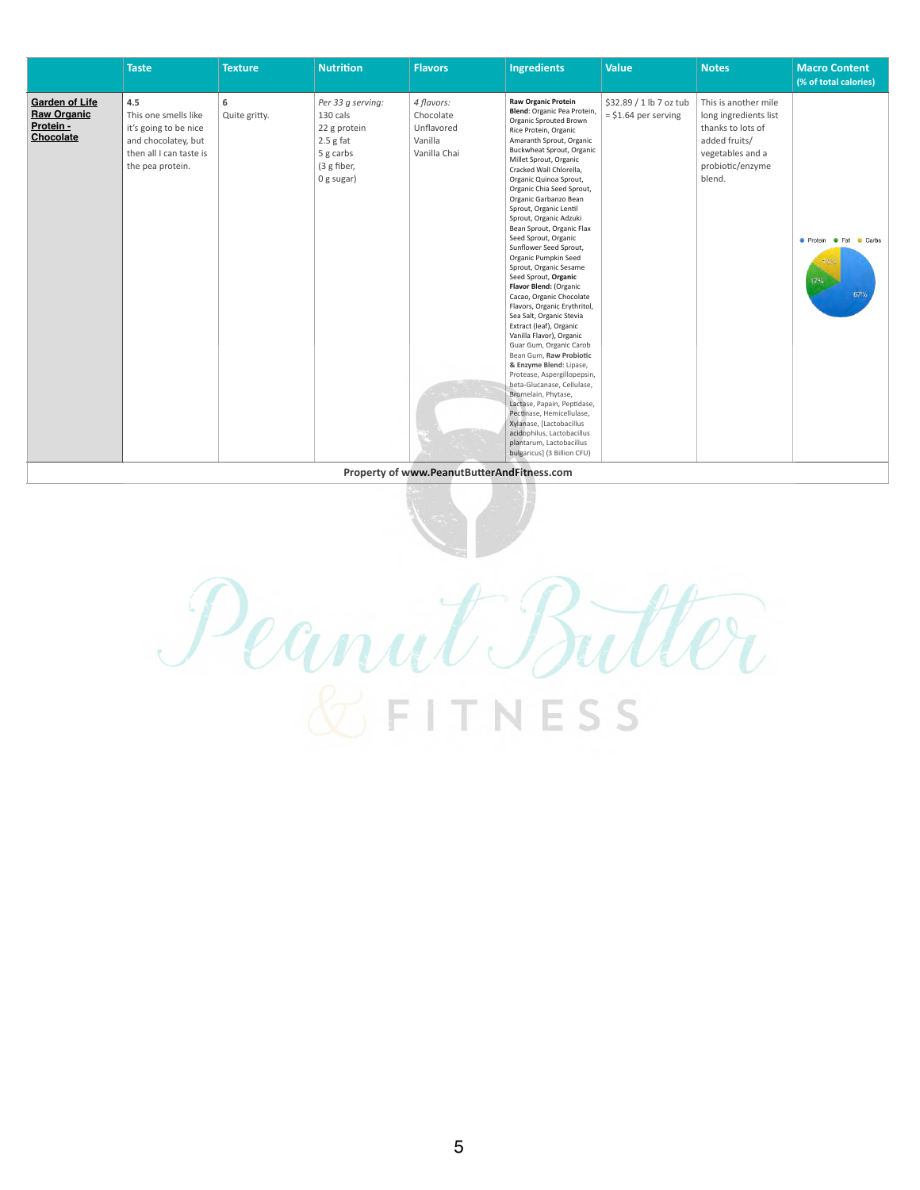| | Taste | Texture | Nutrition | Flavors | Ingredients | Value | Notes | Macro Content (% of total calories) |
|---|---|---|---|---|---|---|---|---|
| **Garden of Life Raw Organic Protein - Chocolate** | **4.5** This one smells like it's going to be nice and chocolatey, but then all I can taste is the pea protein. | **6** Quite gritty. | *Per 33 g serving:* 130 cals 22 g protein 2.5 g fat 5 g carbs (3 g fiber, 0 g sugar) | *4 flavors:* Chocolate Unflavored Vanilla Vanilla Chai | **Raw Organic Protein Blend**: Organic Pea Protein, Organic Sprouted Brown Rice Protein, Organic Amaranth Sprout, Organic Buckwheat Sprout, Organic Millet Sprout, Organic Cracked Wall Chlorella, Organic Quinoa Sprout, Organic Chia Seed Sprout, Organic Garbanzo Bean Sprout, Organic Lentil Sprout, Organic Adzuki Bean Sprout, Organic Flax Seed Sprout, Organic Sunflower Seed Sprout, Organic Pumpkin Seed Sprout, Organic Sesame Seed Sprout, **Organic Flavor Blend:** (Organic Cacao, Organic Chocolate Flavors, Organic Erythritol, Sea Salt, Organic Stevia Extract (leaf), Organic Vanilla Flavor), Organic Guar Gum, Organic Carob Bean Gum, **Raw Probiotic & Enzyme Blend**: Lipase, Protease, Aspergillopepsin, beta-Glucanase, Cellulase, Bromelain, Phytase, Lactase, Papain, Peptidase, Pectinase, Hemicellulase, Xylanase, [Lactobacillus acidophilus, Lactobacillus plantarum, Lactobacillus bulgaricus] (3 Billion CFU) | $32.89 / 1 lb 7 oz tub = $1.64 per serving | This is another mile long ingredients list thanks to lots of added fruits/ vegetables and a probiotic/enzyme blend. | Protein Fat Carbs<br>17%<br>17%<br>67% |

**Property of www.PeanutButterAndFitness.com**